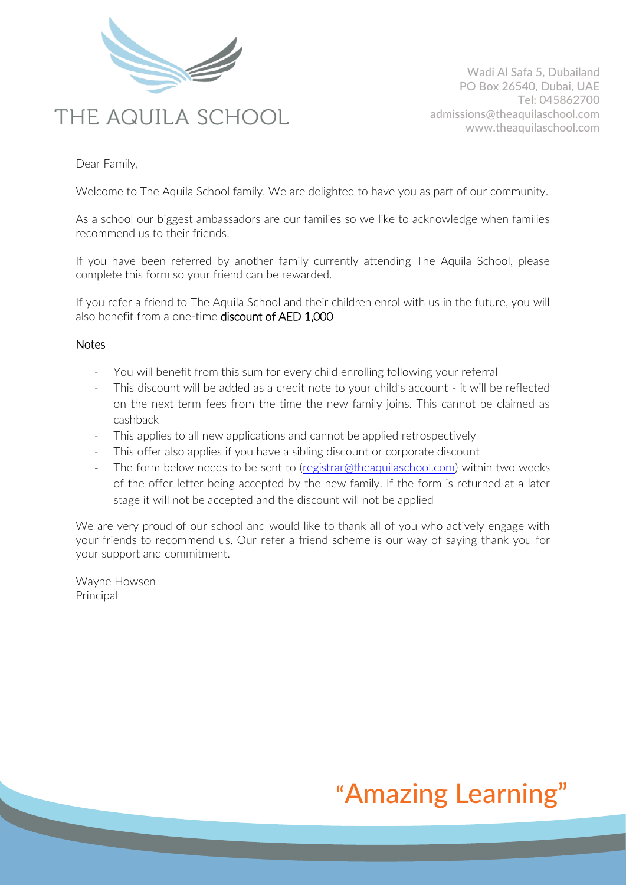THE AQUILA SCHOOL

Wadi Al Safa 5, Dubailand
PO Box 26540, Dubai, UAE
Tel: 045862700
admissions@theaquilaschool.com
www.theaquilaschool.com

Dear Family,

Welcome to The Aquila School family. We are delighted to have you as part of our community.

As a school our biggest ambassadors are our families so we like to acknowledge when families recommend us to their friends.

If you have been referred by another family currently attending The Aquila School, please complete this form so your friend can be rewarded.

If you refer a friend to The Aquila School and their children enrol with us in the future, you will also benefit from a one-time discount of AED 1,000

Notes

- You will benefit from this sum for every child enrolling following your referral
- This discount will be added as a credit note to your child's account - it will be reflected on the next term fees from the time the new family joins. This cannot be claimed as cashback
- This applies to all new applications and cannot be applied retrospectively
- This offer also applies if you have a sibling discount or corporate discount
- The form below needs to be sent to (registrar@theaquilaschool.com) within two weeks of the offer letter being accepted by the new family. If the form is returned at a later stage it will not be accepted and the discount will not be applied

We are very proud of our school and would like to thank all of you who actively engage with your friends to recommend us. Our refer a friend scheme is our way of saying thank you for your support and commitment.

Wayne Howsen
Principal

"Amazing Learning"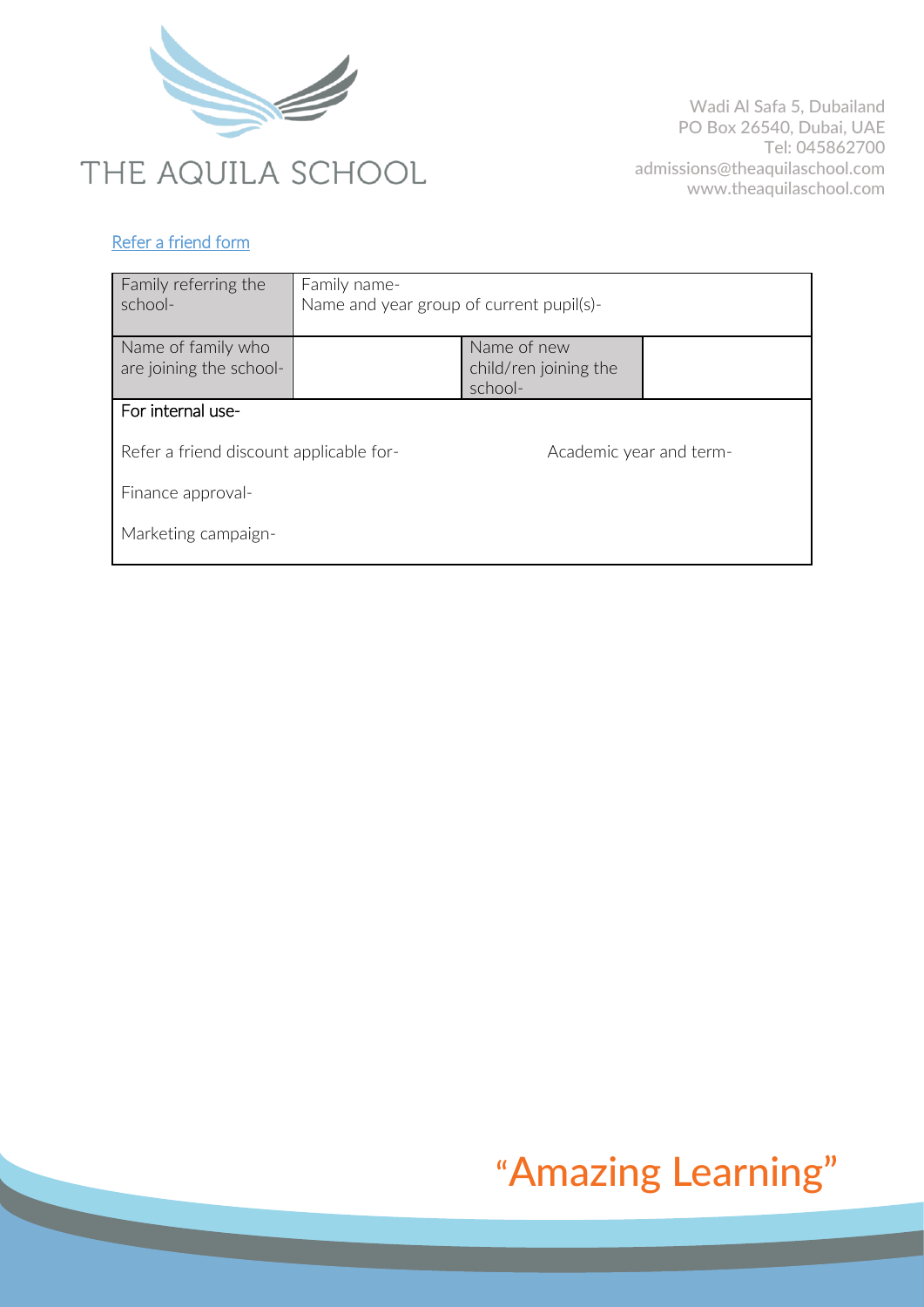THE AQUILA SCHOOL

Wadi Al Safa 5, Dubailand
PO Box 26540, Dubai, UAE
Tel: 045862700
admissions@theaquilaschool.com
www.theaquilaschool.com

## Refer a friend form

| | | | |
|---|---|---|---|
| Family referring the school- | Family name-<br>Name and year group of current pupil(s)- | | |
| Name of family who are joining the school- | | Name of new child/ren joining the school- | |
| For internal use-<br><br>Refer a friend discount applicable for-<br><br>Finance approval-<br><br>Marketing campaign- | | Academic year and term- | |

"Amazing Learning"